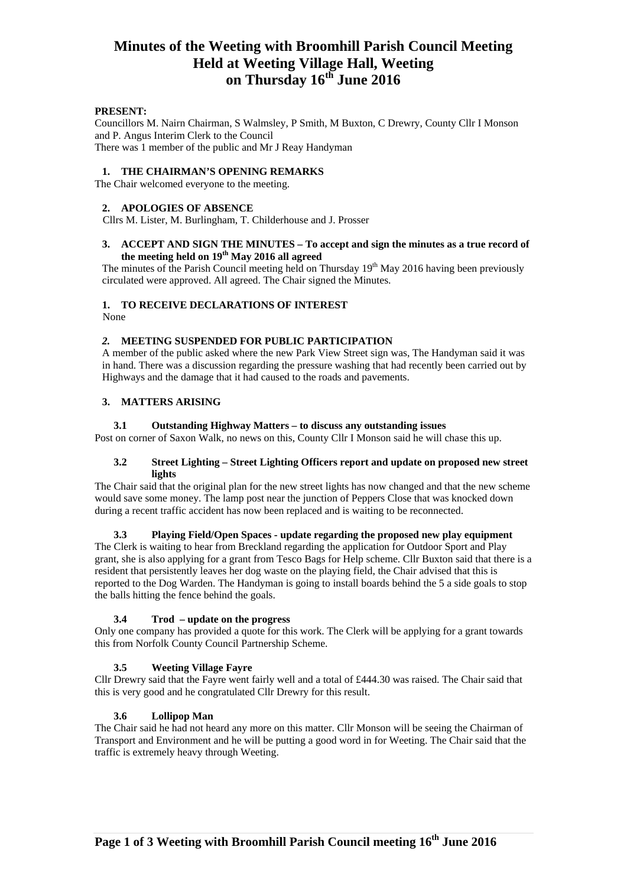# Minutes of the Weeting with Broomhill Parish Council Meeting Held at Weeting Village Hall, Weeting on Thursday 16th June 2016

**PRESENT:**

Councillors M. Nairn Chairman, S Walmsley, P Smith, M Buxton, C Drewry, County Cllr I Monson and P. Angus Interim Clerk to the Council

There was 1 member of the public and Mr J Reay Handyman

## 1. THE CHAIRMAN'S OPENING REMARKS

The Chair welcomed everyone to the meeting.

## 2. APOLOGIES OF ABSENCE

Cllrs M. Lister, M. Burlingham, T. Childerhouse and J. Prosser

## 3. ACCEPT AND SIGN THE MINUTES – To accept and sign the minutes as a true record of the meeting held on 19th May 2016 all agreed

The minutes of the Parish Council meeting held on Thursday 19th May 2016 having been previously circulated were approved. All agreed. The Chair signed the Minutes.

## 1. TO RECEIVE DECLARATIONS OF INTEREST

None

## *2.* MEETING SUSPENDED FOR PUBLIC PARTICIPATION

A member of the public asked where the new Park View Street sign was, The Handyman said it was in hand. There was a discussion regarding the pressure washing that had recently been carried out by Highways and the damage that it had caused to the roads and pavements.

## 3. MATTERS ARISING

### 3.1 Outstanding Highway Matters – to discuss any outstanding issues

Post on corner of Saxon Walk, no news on this, County Cllr I Monson said he will chase this up.

### 3.2 Street Lighting – Street Lighting Officers report and update on proposed new street lights

The Chair said that the original plan for the new street lights has now changed and that the new scheme would save some money. The lamp post near the junction of Peppers Close that was knocked down during a recent traffic accident has now been replaced and is waiting to be reconnected.

### 3.3 Playing Field/Open Spaces - update regarding the proposed new play equipment

The Clerk is waiting to hear from Breckland regarding the application for Outdoor Sport and Play grant, she is also applying for a grant from Tesco Bags for Help scheme. Cllr Buxton said that there is a resident that persistently leaves her dog waste on the playing field, the Chair advised that this is reported to the Dog Warden. The Handyman is going to install boards behind the 5 a side goals to stop the balls hitting the fence behind the goals.

### 3.4 Trod – update on the progress

Only one company has provided a quote for this work. The Clerk will be applying for a grant towards this from Norfolk County Council Partnership Scheme.

### 3.5 Weeting Village Fayre

Cllr Drewry said that the Fayre went fairly well and a total of £444.30 was raised. The Chair said that this is very good and he congratulated Cllr Drewry for this result.

### 3.6 Lollipop Man

The Chair said he had not heard any more on this matter. Cllr Monson will be seeing the Chairman of Transport and Environment and he will be putting a good word in for Weeting. The Chair said that the traffic is extremely heavy through Weeting.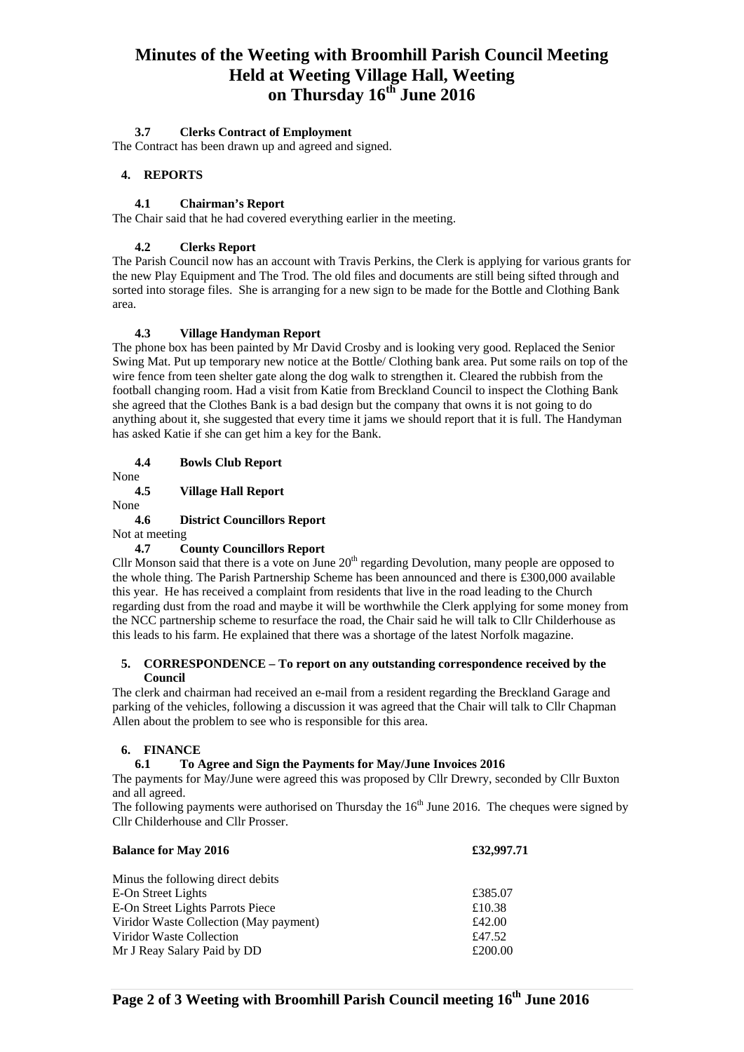# Minutes of the Weeting with Broomhill Parish Council Meeting Held at Weeting Village Hall, Weeting on Thursday 16th June 2016

### 3.7 Clerks Contract of Employment

The Contract has been drawn up and agreed and signed.

## 4. REPORTS

### 4.1 Chairman's Report

The Chair said that he had covered everything earlier in the meeting.

### 4.2 Clerks Report

The Parish Council now has an account with Travis Perkins, the Clerk is applying for various grants for the new Play Equipment and The Trod. The old files and documents are still being sifted through and sorted into storage files. She is arranging for a new sign to be made for the Bottle and Clothing Bank area.

### 4.3 Village Handyman Report

The phone box has been painted by Mr David Crosby and is looking very good. Replaced the Senior Swing Mat. Put up temporary new notice at the Bottle/ Clothing bank area. Put some rails on top of the wire fence from teen shelter gate along the dog walk to strengthen it. Cleared the rubbish from the football changing room. Had a visit from Katie from Breckland Council to inspect the Clothing Bank she agreed that the Clothes Bank is a bad design but the company that owns it is not going to do anything about it, she suggested that every time it jams we should report that it is full. The Handyman has asked Katie if she can get him a key for the Bank.

### 4.4 Bowls Club Report

None

### 4.5 Village Hall Report

None

### 4.6 District Councillors Report

Not at meeting

### 4.7 County Councillors Report

Cllr Monson said that there is a vote on June 20th regarding Devolution, many people are opposed to the whole thing. The Parish Partnership Scheme has been announced and there is £300,000 available this year. He has received a complaint from residents that live in the road leading to the Church regarding dust from the road and maybe it will be worthwhile the Clerk applying for some money from the NCC partnership scheme to resurface the road, the Chair said he will talk to Cllr Childerhouse as this leads to his farm. He explained that there was a shortage of the latest Norfolk magazine.

## 5. CORRESPONDENCE – To report on any outstanding correspondence received by the Council

The clerk and chairman had received an e-mail from a resident regarding the Breckland Garage and parking of the vehicles, following a discussion it was agreed that the Chair will talk to Cllr Chapman Allen about the problem to see who is responsible for this area.

## 6. FINANCE

### 6.1 To Agree and Sign the Payments for May/June Invoices 2016

The payments for May/June were agreed this was proposed by Cllr Drewry, seconded by Cllr Buxton and all agreed.

The following payments were authorised on Thursday the 16th June 2016. The cheques were signed by Cllr Childerhouse and Cllr Prosser.

| **Balance for May 2016** | **£32,997.71** |
|---|---|
| Minus the following direct debits | |
| E-On Street Lights | £385.07 |
| E-On Street Lights Parrots Piece | £10.38 |
| Viridor Waste Collection (May payment) | £42.00 |
| Viridor Waste Collection | £47.52 |
| Mr J Reay Salary Paid by DD | £200.00 |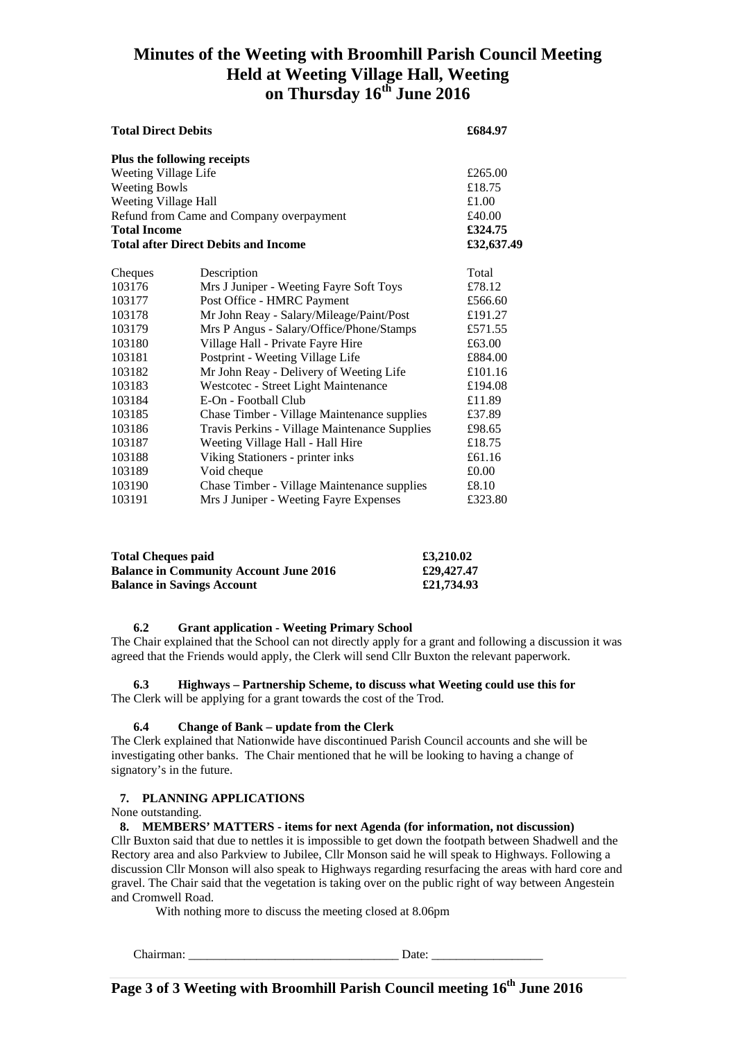# Minutes of the Weeting with Broomhill Parish Council Meeting Held at Weeting Village Hall, Weeting on Thursday 16th June 2016

| | |
|---|---|
| **Total Direct Debits** | **£684.97** |
| **Plus the following receipts** | |
| Weeting Village Life | £265.00 |
| Weeting Bowls | £18.75 |
| Weeting Village Hall | £1.00 |
| Refund from Came and Company overpayment | £40.00 |
| **Total Income** | **£324.75** |
| **Total after Direct Debits and Income** | **£32,637.49** |

| Cheques | Description | Total |
|---|---|---|
| 103176 | Mrs J Juniper - Weeting Fayre Soft Toys | £78.12 |
| 103177 | Post Office - HMRC Payment | £566.60 |
| 103178 | Mr John Reay - Salary/Mileage/Paint/Post | £191.27 |
| 103179 | Mrs P Angus - Salary/Office/Phone/Stamps | £571.55 |
| 103180 | Village Hall - Private Fayre Hire | £63.00 |
| 103181 | Postprint - Weeting Village Life | £884.00 |
| 103182 | Mr John Reay - Delivery of Weeting Life | £101.16 |
| 103183 | Westcotec - Street Light Maintenance | £194.08 |
| 103184 | E-On - Football Club | £11.89 |
| 103185 | Chase Timber - Village Maintenance supplies | £37.89 |
| 103186 | Travis Perkins - Village Maintenance Supplies | £98.65 |
| 103187 | Weeting Village Hall - Hall Hire | £18.75 |
| 103188 | Viking Stationers - printer inks | £61.16 |
| 103189 | Void cheque | £0.00 |
| 103190 | Chase Timber - Village Maintenance supplies | £8.10 |
| 103191 | Mrs J Juniper - Weeting Fayre Expenses | £323.80 |

| | |
|---|---|
| **Total Cheques paid** | **£3,210.02** |
| **Balance in Community Account June 2016** | **£29,427.47** |
| **Balance in Savings Account** | **£21,734.93** |

### 6.2 Grant application - Weeting Primary School

The Chair explained that the School can not directly apply for a grant and following a discussion it was agreed that the Friends would apply, the Clerk will send Cllr Buxton the relevant paperwork.

### 6.3 Highways – Partnership Scheme, to discuss what Weeting could use this for

The Clerk will be applying for a grant towards the cost of the Trod.

### 6.4 Change of Bank – update from the Clerk

The Clerk explained that Nationwide have discontinued Parish Council accounts and she will be investigating other banks. The Chair mentioned that he will be looking to having a change of signatory's in the future.

## 7. PLANNING APPLICATIONS

None outstanding.

## 8. MEMBERS' MATTERS - items for next Agenda (for information, not discussion)

Cllr Buxton said that due to nettles it is impossible to get down the footpath between Shadwell and the Rectory area and also Parkview to Jubilee, Cllr Monson said he will speak to Highways. Following a discussion Cllr Monson will also speak to Highways regarding resurfacing the areas with hard core and gravel. The Chair said that the vegetation is taking over on the public right of way between Angestein and Cromwell Road.

With nothing more to discuss the meeting closed at 8.06pm

Chairman: \_\_\_\_\_\_\_\_\_\_\_\_\_\_\_\_\_\_\_\_\_\_\_\_\_\_\_\_\_\_\_\_ Date: \_\_\_\_\_\_\_\_\_\_\_\_\_\_\_\_\_